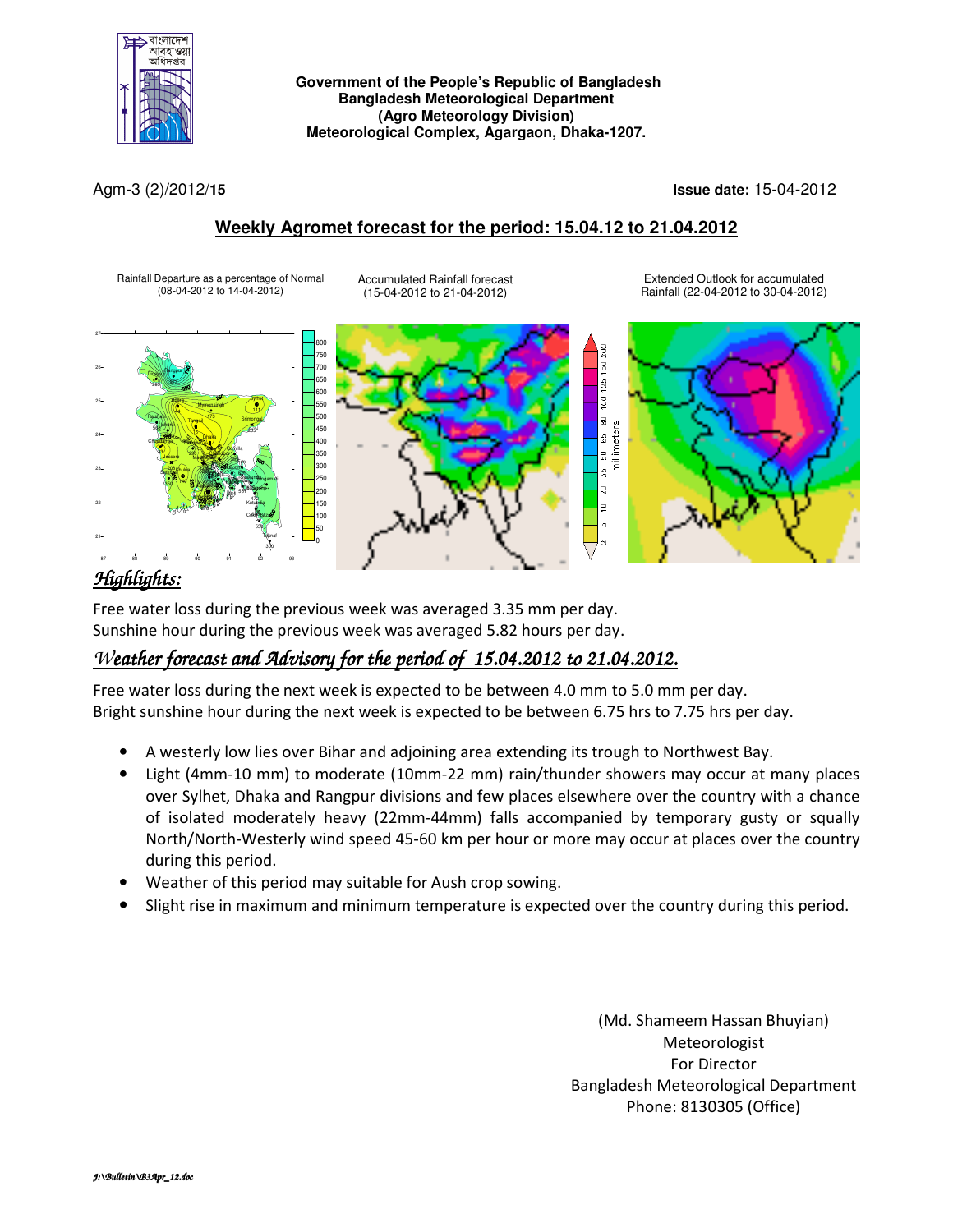**Government of the People's Republic of Bangladesh**
**Bangladesh Meteorological Department**
**(Agro Meteorology Division)**
**Meteorological Complex, Agargaon, Dhaka-1207.**

Agm-3 (2)/2012/**15**

**Issue date:** 15-04-2012

## Weekly Agromet forecast for the period: 15.04.12 to 21.04.2012

Rainfall Departure as a percentage of Normal (08-04-2012 to 14-04-2012)

Accumulated Rainfall forecast (15-04-2012 to 21-04-2012)

Extended Outlook for accumulated Rainfall (22-04-2012 to 30-04-2012)

### *Highlights:*

Free water loss during the previous week was averaged 3.35 mm per day.
Sunshine hour during the previous week was averaged 5.82 hours per day.

### *Weather forecast and Advisory for the period of 15.04.2012 to 21.04.2012.*

Free water loss during the next week is expected to be between 4.0 mm to 5.0 mm per day.
Bright sunshine hour during the next week is expected to be between 6.75 hrs to 7.75 hrs per day.

- A westerly low lies over Bihar and adjoining area extending its trough to Northwest Bay.
- Light (4mm-10 mm) to moderate (10mm-22 mm) rain/thunder showers may occur at many places over Sylhet, Dhaka and Rangpur divisions and few places elsewhere over the country with a chance of isolated moderately heavy (22mm-44mm) falls accompanied by temporary gusty or squally North/North-Westerly wind speed 45-60 km per hour or more may occur at places over the country during this period.
- Weather of this period may suitable for Aush crop sowing.
- Slight rise in maximum and minimum temperature is expected over the country during this period.

(Md. Shameem Hassan Bhuyian)
Meteorologist
For Director
Bangladesh Meteorological Department
Phone: 8130305 (Office)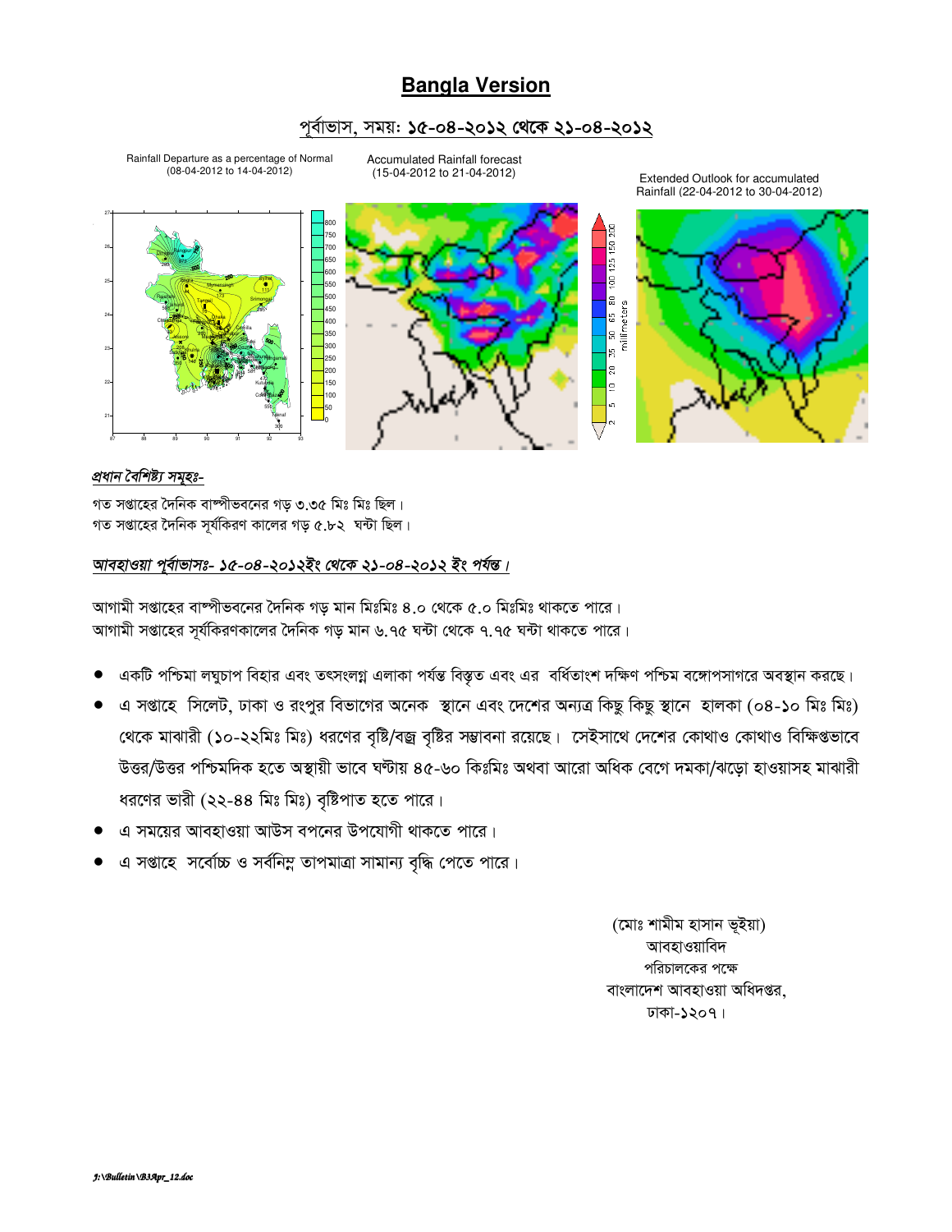# Bangla Version

## পূর্বাভাস, সময়: ১৫-০৪-২০১২ থেকে ২১-০৪-২০১২

Rainfall Departure as a percentage of Normal (08-04-2012 to 14-04-2012)

Accumulated Rainfall forecast (15-04-2012 to 21-04-2012)

Extended Outlook for accumulated Rainfall (22-04-2012 to 30-04-2012)

*প্রধান বৈশিষ্ট্য সমূহঃ-*

গত সপ্তাহের দৈনিক বাষ্পীভবনের গড় ৩.৩৫ মিঃ মিঃ ছিল।
গত সপ্তাহের দৈনিক সূর্যকিরণ কালের গড় ৫.৮২ ঘন্টা ছিল।

*আবহাওয়া পূর্বাভাসঃ- ১৫-০৪-২০১২ইং থেকে ২১-০৪-২০১২ ইং পর্যন্ত।*

আগামী সপ্তাহের বাষ্পীভবনের দৈনিক গড় মান মিঃমিঃ ৪.০ থেকে ৫.০ মিঃমিঃ থাকতে পারে।
আগামী সপ্তাহের সূর্যকিরণকালের দৈনিক গড় মান ৬.৭৫ ঘন্টা থেকে ৭.৭৫ ঘন্টা থাকতে পারে।

- একটি পশ্চিমা লঘুচাপ বিহার এবং তৎসংলগ্ন এলাকা পর্যন্ত বিস্তৃত এবং এর বর্ধিতাংশ দক্ষিণ পশ্চিম বঙ্গোপসাগরে অবস্থান করছে।
- এ সপ্তাহে সিলেট, ঢাকা ও রংপুর বিভাগের অনেক স্থানে এবং দেশের অন্যত্র কিছু কিছু স্থানে হালকা (০৪-১০ মিঃ মিঃ) থেকে মাঝারী (১০-২২মিঃ মিঃ) ধরণের বৃষ্টি/বজ্র বৃষ্টির সম্ভাবনা রয়েছে। সেইসাথে দেশের কোথাও কোথাও বিক্ষিপ্তভাবে উত্তর/উত্তর পশ্চিমদিক হতে অস্থায়ী ভাবে ঘণ্টায় ৪৫-৬০ কিঃমিঃ অথবা আরো অধিক বেগে দমকা/ঝড়ো হাওয়াসহ মাঝারী ধরণের ভারী (২২-৪৪ মিঃ মিঃ) বৃষ্টিপাত হতে পারে।
- এ সময়ের আবহাওয়া আউস বপনের উপযোগী থাকতে পারে।
- এ সপ্তাহে সর্বোচ্চ ও সর্বনিম্ন তাপমাত্রা সামান্য বৃদ্ধি পেতে পারে।

(মোঃ শামীম হাসান ভূইয়া)
আবহাওয়াবিদ
পরিচালকের পক্ষে
বাংলাদেশ আবহাওয়া অধিদপ্তর,
ঢাকা-১২০৭।

*J:\Bulletin\B3Apr_12.doc*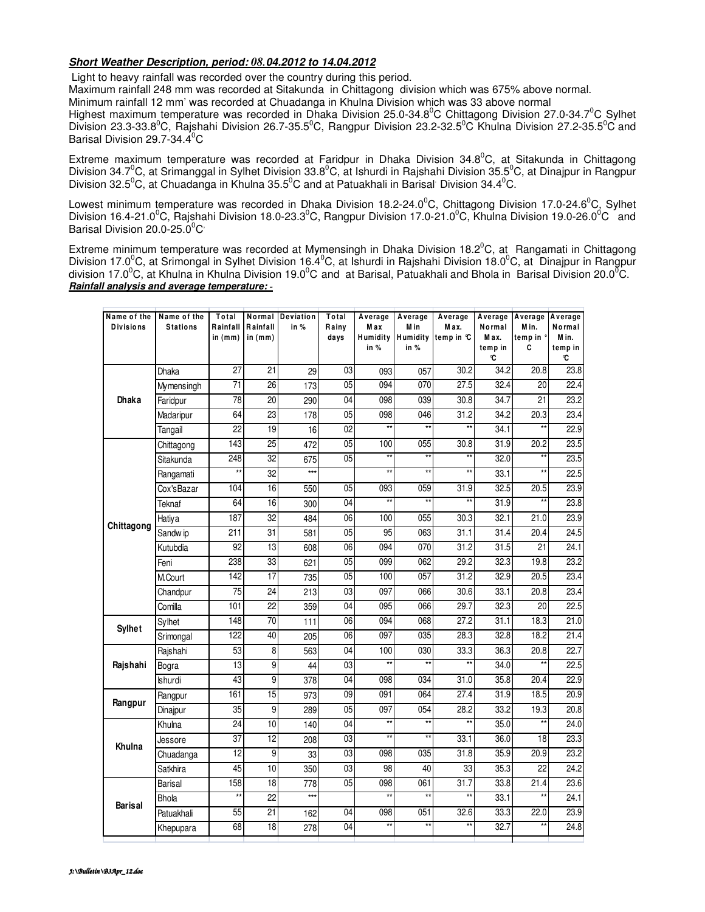***Short Weather Description, period: 08.04.2012 to 14.04.2012***

Light to heavy rainfall was recorded over the country during this period.

Maximum rainfall 248 mm was recorded at Sitakunda in Chittagong division which was 675% above normal.

Minimum rainfall 12 mm' was recorded at Chuadanga in Khulna Division which was 33 above normal

Highest maximum temperature was recorded in Dhaka Division 25.0-34.8$^0$C Chittagong Division 27.0-34.7$^0$C Sylhet Division 23.3-33.8$^0$C, Rajshahi Division 26.7-35.5$^0$C, Rangpur Division 23.2-32.5$^0$C Khulna Division 27.2-35.5$^0$C and Barisal Division 29.7-34.4$^0$C

Extreme maximum temperature was recorded at Faridpur in Dhaka Division 34.8$^0$C, at Sitakunda in Chittagong Division 34.7$^0$C, at Srimanggal in Sylhet Division 33.8$^0$C, at Ishurdi in Rajshahi Division 35.5$^0$C, at Dinajpur in Rangpur Division 32.5$^0$C, at Chuadanga in Khulna 35.5$^0$C and at Patuakhali in Barisal Division 34.4$^0$C.

Lowest minimum temperature was recorded in Dhaka Division 18.2-24.0$^0$C, Chittagong Division 17.0-24.6$^0$C, Sylhet Division 16.4-21.0$^0$C, Rajshahi Division 18.0-23.3$^0$C, Rangpur Division 17.0-21.0$^0$C, Khulna Division 19.0-26.0$^0$C and Barisal Division 20.0-25.0$^0$C

Extreme minimum temperature was recorded at Mymensingh in Dhaka Division 18.2$^0$C, at Rangamati in Chittagong Division 17.0$^0$C, at Srimongal in Sylhet Division 16.4$^0$C, at Ishurdi in Rajshahi Division 18.0$^0$C, at Dinajpur in Rangpur division 17.0$^0$C, at Khulna in Khulna Division 19.0$^0$C and at Barisal, Patuakhali and Bhola in Barisal Division 20.0$^0$C.

***Rainfall analysis and average temperature: -***

| Name of the Divisions | Name of the Stations | Total Rainfall in (mm) | Normal Rainfall in (mm) | Deviation in % | Total Rainy days | Average Max Humidity in % | Average Min Humidity in % | Average Max. temp in ℃ | Average Normal Max. temp in ℃ | Average Min. temp in ℃ | Average Normal Min. temp in ℃ |
|---|---|---|---|---|---|---|---|---|---|---|---|
| Dhaka | Dhaka | 27 | 21 | 29 | 03 | 093 | 057 | 30.2 | 34.2 | 20.8 | 23.8 |
| | Mymensingh | 71 | 26 | 173 | 05 | 094 | 070 | 27.5 | 32.4 | 20 | 22.4 |
| | Faridpur | 78 | 20 | 290 | 04 | 098 | 039 | 30.8 | 34.7 | 21 | 23.2 |
| | Madaripur | 64 | 23 | 178 | 05 | 098 | 046 | 31.2 | 34.2 | 20.3 | 23.4 |
| | Tangail | 22 | 19 | 16 | 02 | ** | ** | ** | 34.1 | ** | 22.9 |
| Chittagong | Chittagong | 143 | 25 | 472 | 05 | 100 | 055 | 30.8 | 31.9 | 20.2 | 23.5 |
| | Sitakunda | 248 | 32 | 675 | 05 | ** | ** | ** | 32.0 | ** | 23.5 |
| | Rangamati | ** | 32 | *** | | ** | ** | ** | 33.1 | ** | 22.5 |
| | Cox'sBazar | 104 | 16 | 550 | 05 | 093 | 059 | 31.9 | 32.5 | 20.5 | 23.9 |
| | Teknaf | 64 | 16 | 300 | 04 | ** | ** | ** | 31.9 | ** | 23.8 |
| | Hatiya | 187 | 32 | 484 | 06 | 100 | 055 | 30.3 | 32.1 | 21.0 | 23.9 |
| | Sandwip | 211 | 31 | 581 | 05 | 95 | 063 | 31.1 | 31.4 | 20.4 | 24.5 |
| | Kutubdia | 92 | 13 | 608 | 06 | 094 | 070 | 31.2 | 31.5 | 21 | 24.1 |
| | Feni | 238 | 33 | 621 | 05 | 099 | 062 | 29.2 | 32.3 | 19.8 | 23.2 |
| | M.Court | 142 | 17 | 735 | 05 | 100 | 057 | 31.2 | 32.9 | 20.5 | 23.4 |
| | Chandpur | 75 | 24 | 213 | 03 | 097 | 066 | 30.6 | 33.1 | 20.8 | 23.4 |
| | Comilla | 101 | 22 | 359 | 04 | 095 | 066 | 29.7 | 32.3 | 20 | 22.5 |
| Sylhet | Sylhet | 148 | 70 | 111 | 06 | 094 | 068 | 27.2 | 31.1 | 18.3 | 21.0 |
| | Srimongal | 122 | 40 | 205 | 06 | 097 | 035 | 28.3 | 32.8 | 18.2 | 21.4 |
| Rajshahi | Rajshahi | 53 | 8 | 563 | 04 | 100 | 030 | 33.3 | 36.3 | 20.8 | 22.7 |
| | Bogra | 13 | 9 | 44 | 03 | ** | ** | ** | 34.0 | ** | 22.5 |
| | Ishurdi | 43 | 9 | 378 | 04 | 098 | 034 | 31.0 | 35.8 | 20.4 | 22.9 |
| Rangpur | Rangpur | 161 | 15 | 973 | 09 | 091 | 064 | 27.4 | 31.9 | 18.5 | 20.9 |
| | Dinajpur | 35 | 9 | 289 | 05 | 097 | 054 | 28.2 | 33.2 | 19.3 | 20.8 |
| Khulna | Khulna | 24 | 10 | 140 | 04 | ** | ** | ** | 35.0 | ** | 24.0 |
| | Jessore | 37 | 12 | 208 | 03 | ** | ** | 33.1 | 36.0 | 18 | 23.3 |
| | Chuadanga | 12 | 9 | 33 | 03 | 098 | 035 | 31.8 | 35.9 | 20.9 | 23.2 |
| | Satkhira | 45 | 10 | 350 | 03 | 98 | 40 | 33 | 35.3 | 22 | 24.2 |
| Barisal | Barisal | 158 | 18 | 778 | 05 | 098 | 061 | 31.7 | 33.8 | 21.4 | 23.6 |
| | Bhola | ** | 22 | *** | | ** | ** | ** | 33.1 | ** | 24.1 |
| | Patuakhali | 55 | 21 | 162 | 04 | 098 | 051 | 32.6 | 33.3 | 22.0 | 23.9 |
| | Khepupara | 68 | 18 | 278 | 04 | ** | ** | ** | 32.7 | ** | 24.8 |